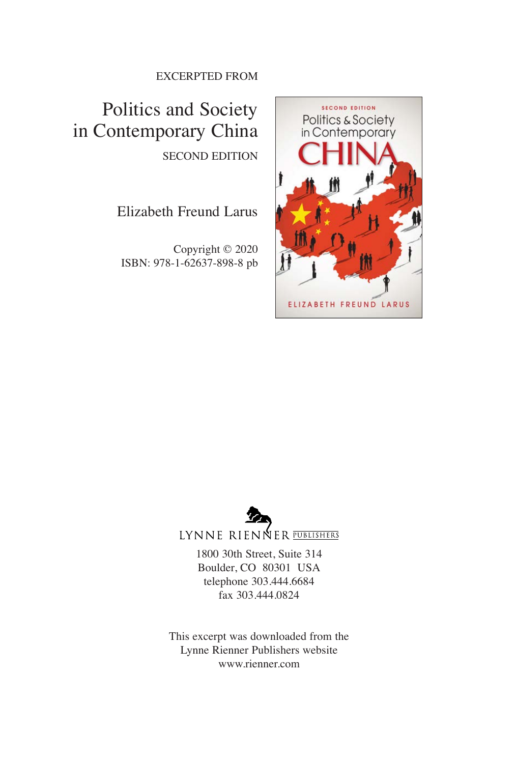EXCERPTED FROM

# Politics and Society in Contemporary China

SECOND EDITION

Elizabeth Freund Larus

Copyright © 2020
ISBN: 978-1-62637-898-8 pb

LYNNE RIENNER PUBLISHERS

1800 30th Street, Suite 314
Boulder, CO 80301 USA
telephone 303.444.6684
fax 303.444.0824

This excerpt was downloaded from the Lynne Rienner Publishers website
www.rienner.com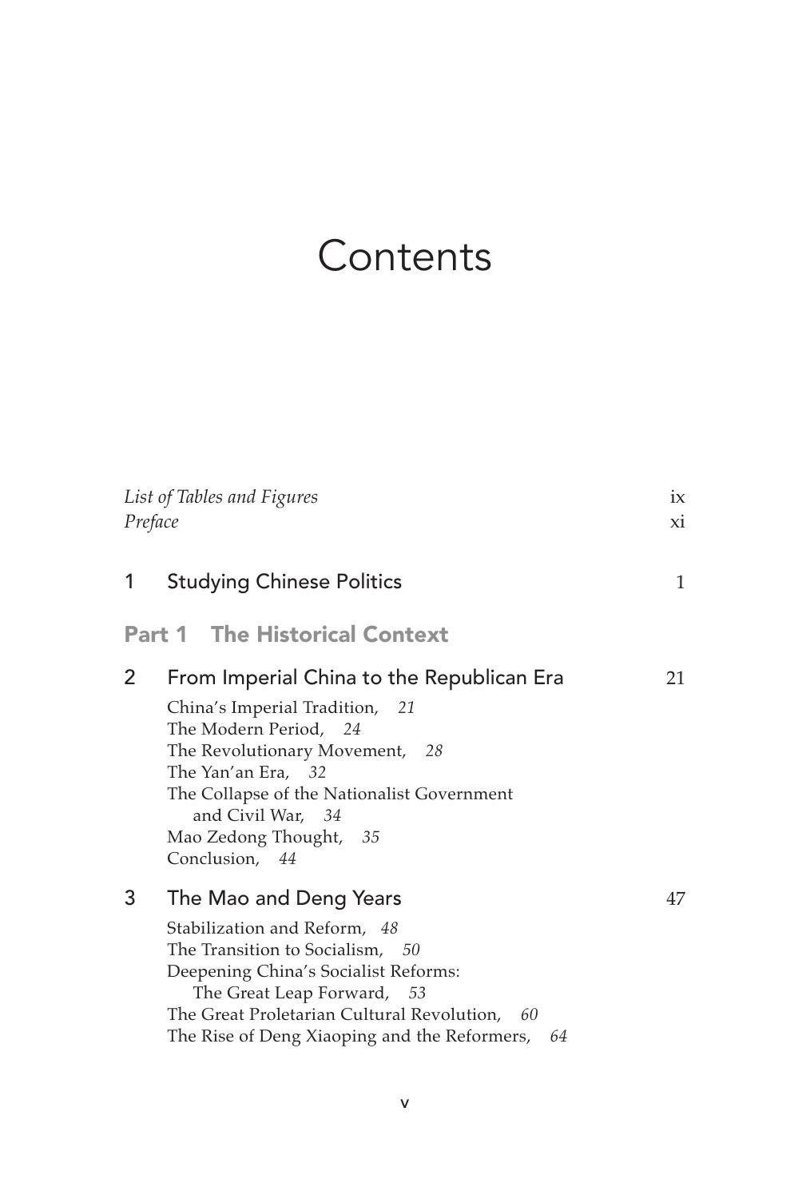# Contents

*List of Tables and Figures* ix
*Preface* xi

1 Studying Chinese Politics 1

## Part 1 The Historical Context

2 From Imperial China to the Republican Era 21

- China's Imperial Tradition, *21*
- The Modern Period, *24*
- The Revolutionary Movement, *28*
- The Yan'an Era, *32*
- The Collapse of the Nationalist Government and Civil War, *34*
- Mao Zedong Thought, *35*
- Conclusion, *44*

3 The Mao and Deng Years 47

- Stabilization and Reform, *48*
- The Transition to Socialism, *50*
- Deepening China's Socialist Reforms: The Great Leap Forward, *53*
- The Great Proletarian Cultural Revolution, *60*
- The Rise of Deng Xiaoping and the Reformers, *64*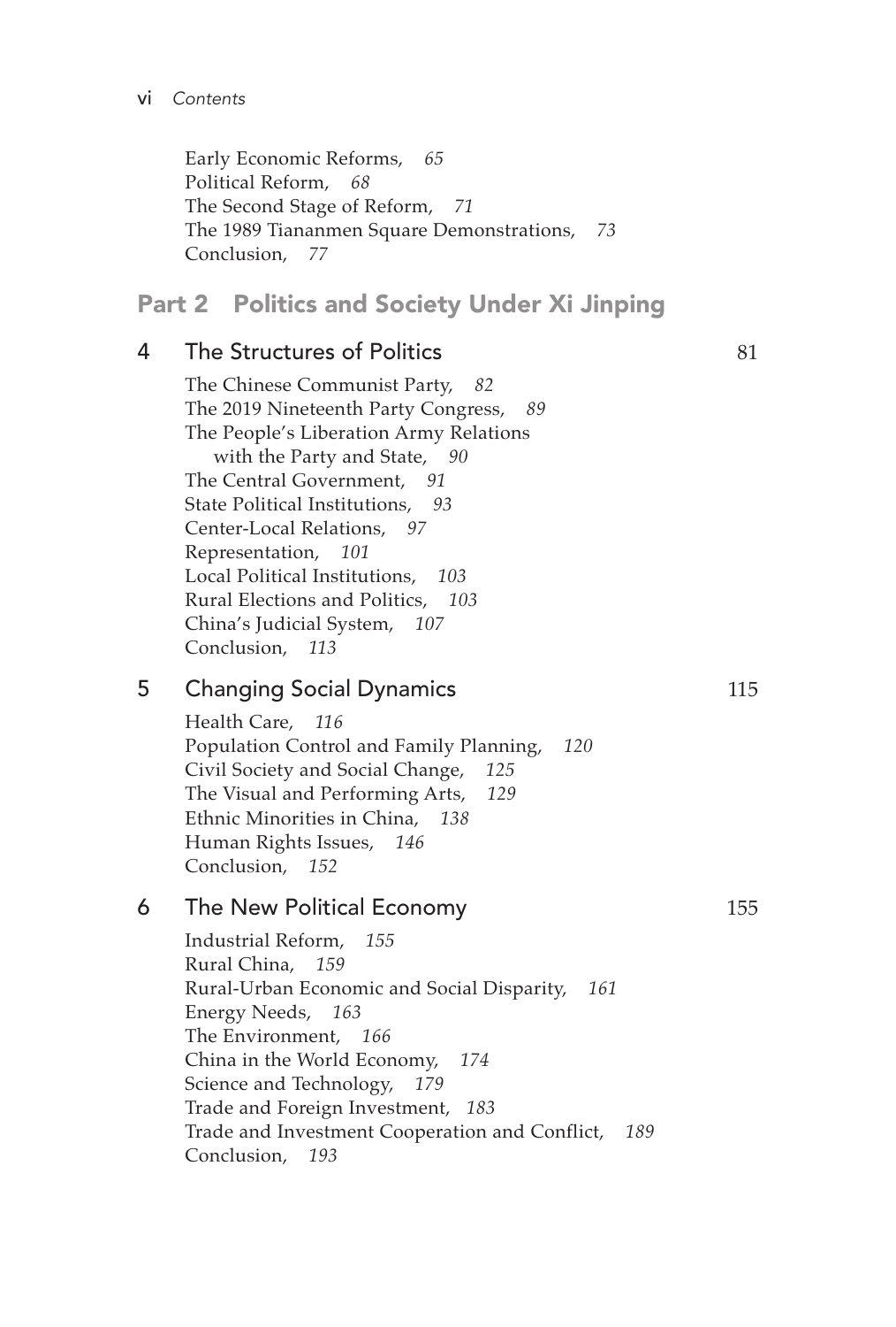Early Economic Reforms, *65*
Political Reform, *68*
The Second Stage of Reform, *71*
The 1989 Tiananmen Square Demonstrations, *73*
Conclusion, *77*

## Part 2 Politics and Society Under Xi Jinping

### 4 The Structures of Politics 81

The Chinese Communist Party, *82*
The 2019 Nineteenth Party Congress, *89*
The People's Liberation Army Relations with the Party and State, *90*
The Central Government, *91*
State Political Institutions, *93*
Center-Local Relations, *97*
Representation, *101*
Local Political Institutions, *103*
Rural Elections and Politics, *103*
China's Judicial System, *107*
Conclusion, *113*

### 5 Changing Social Dynamics 115

Health Care, *116*
Population Control and Family Planning, *120*
Civil Society and Social Change, *125*
The Visual and Performing Arts, *129*
Ethnic Minorities in China, *138*
Human Rights Issues, *146*
Conclusion, *152*

### 6 The New Political Economy 155

Industrial Reform, *155*
Rural China, *159*
Rural-Urban Economic and Social Disparity, *161*
Energy Needs, *163*
The Environment, *166*
China in the World Economy, *174*
Science and Technology, *179*
Trade and Foreign Investment, *183*
Trade and Investment Cooperation and Conflict, *189*
Conclusion, *193*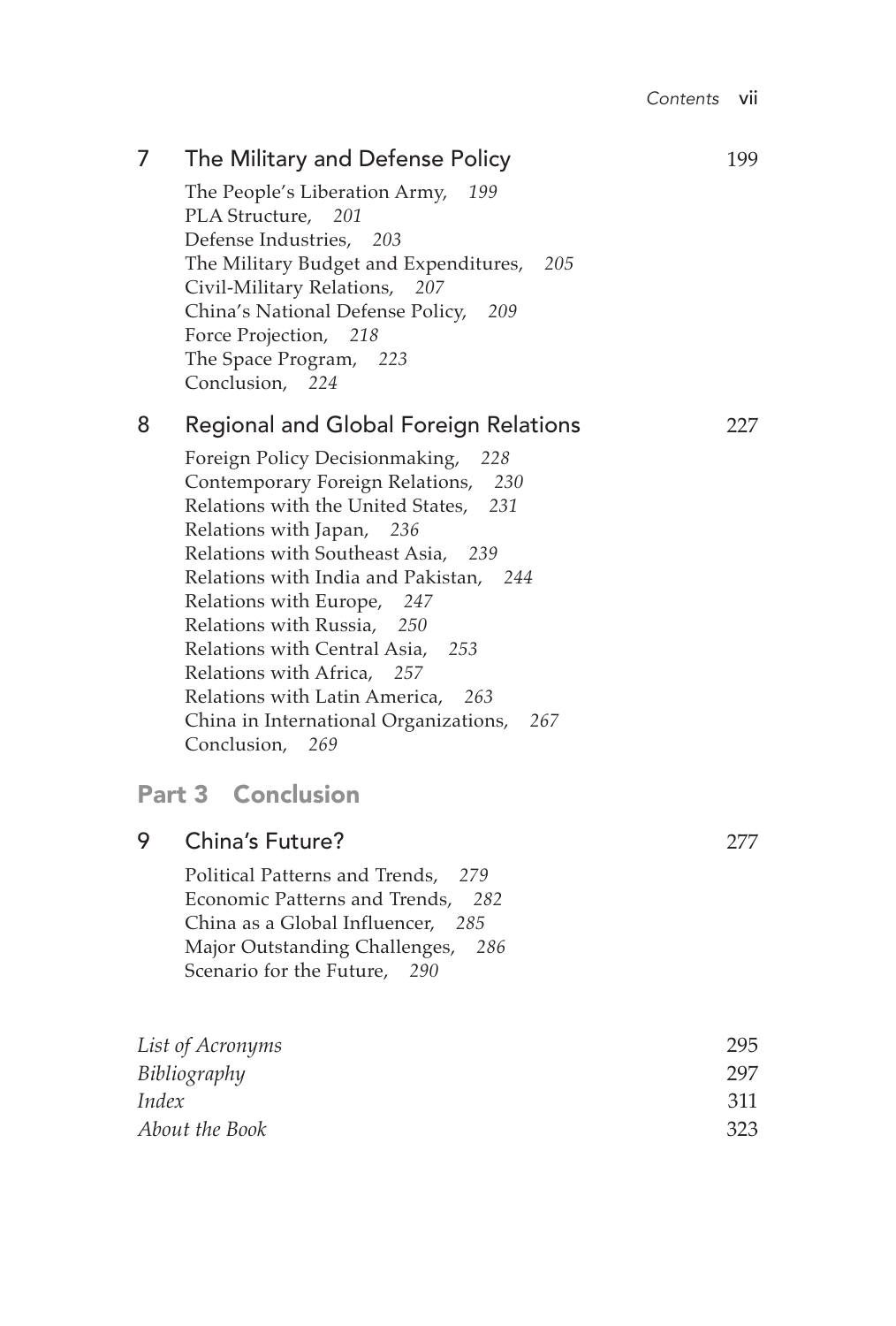## 7 The Military and Defense Policy 199

The People's Liberation Army, *199*
PLA Structure, *201*
Defense Industries, *203*
The Military Budget and Expenditures, *205*
Civil-Military Relations, *207*
China's National Defense Policy, *209*
Force Projection, *218*
The Space Program, *223*
Conclusion, *224*

## 8 Regional and Global Foreign Relations 227

Foreign Policy Decisionmaking, *228*
Contemporary Foreign Relations, *230*
Relations with the United States, *231*
Relations with Japan, *236*
Relations with Southeast Asia, *239*
Relations with India and Pakistan, *244*
Relations with Europe, *247*
Relations with Russia, *250*
Relations with Central Asia, *253*
Relations with Africa, *257*
Relations with Latin America, *263*
China in International Organizations, *267*
Conclusion, *269*

# Part 3 Conclusion

## 9 China's Future? 277

Political Patterns and Trends, *279*
Economic Patterns and Trends, *282*
China as a Global Influencer, *285*
Major Outstanding Challenges, *286*
Scenario for the Future, *290*

*List of Acronyms* 295
*Bibliography* 297
*Index* 311
*About the Book* 323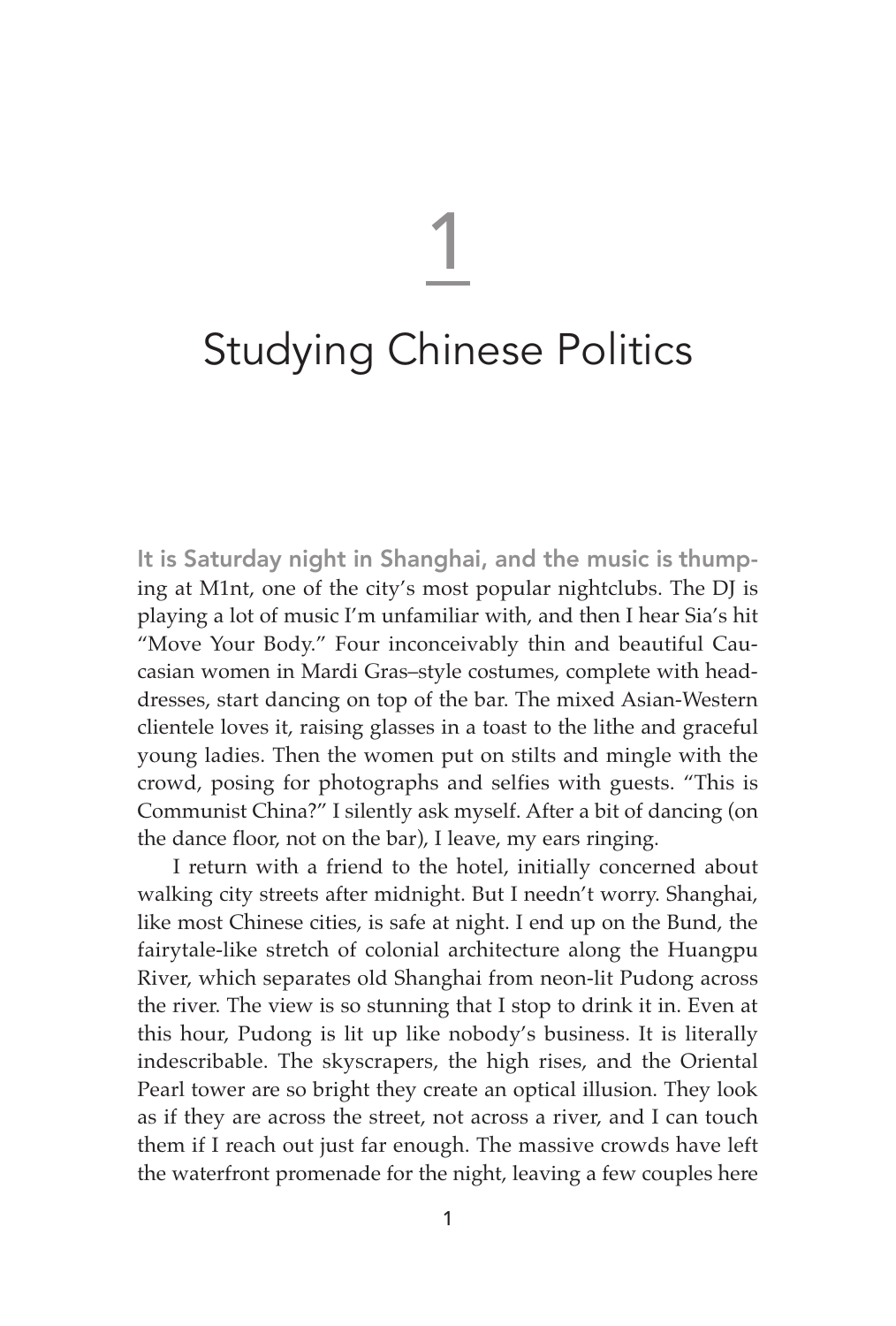# 1

# Studying Chinese Politics

It is Saturday night in Shanghai, and the music is thumping at M1nt, one of the city's most popular nightclubs. The DJ is playing a lot of music I'm unfamiliar with, and then I hear Sia's hit "Move Your Body." Four inconceivably thin and beautiful Caucasian women in Mardi Gras–style costumes, complete with headdresses, start dancing on top of the bar. The mixed Asian-Western clientele loves it, raising glasses in a toast to the lithe and graceful young ladies. Then the women put on stilts and mingle with the crowd, posing for photographs and selfies with guests. "This is Communist China?" I silently ask myself. After a bit of dancing (on the dance floor, not on the bar), I leave, my ears ringing.

I return with a friend to the hotel, initially concerned about walking city streets after midnight. But I needn't worry. Shanghai, like most Chinese cities, is safe at night. I end up on the Bund, the fairytale-like stretch of colonial architecture along the Huangpu River, which separates old Shanghai from neon-lit Pudong across the river. The view is so stunning that I stop to drink it in. Even at this hour, Pudong is lit up like nobody's business. It is literally indescribable. The skyscrapers, the high rises, and the Oriental Pearl tower are so bright they create an optical illusion. They look as if they are across the street, not across a river, and I can touch them if I reach out just far enough. The massive crowds have left the waterfront promenade for the night, leaving a few couples here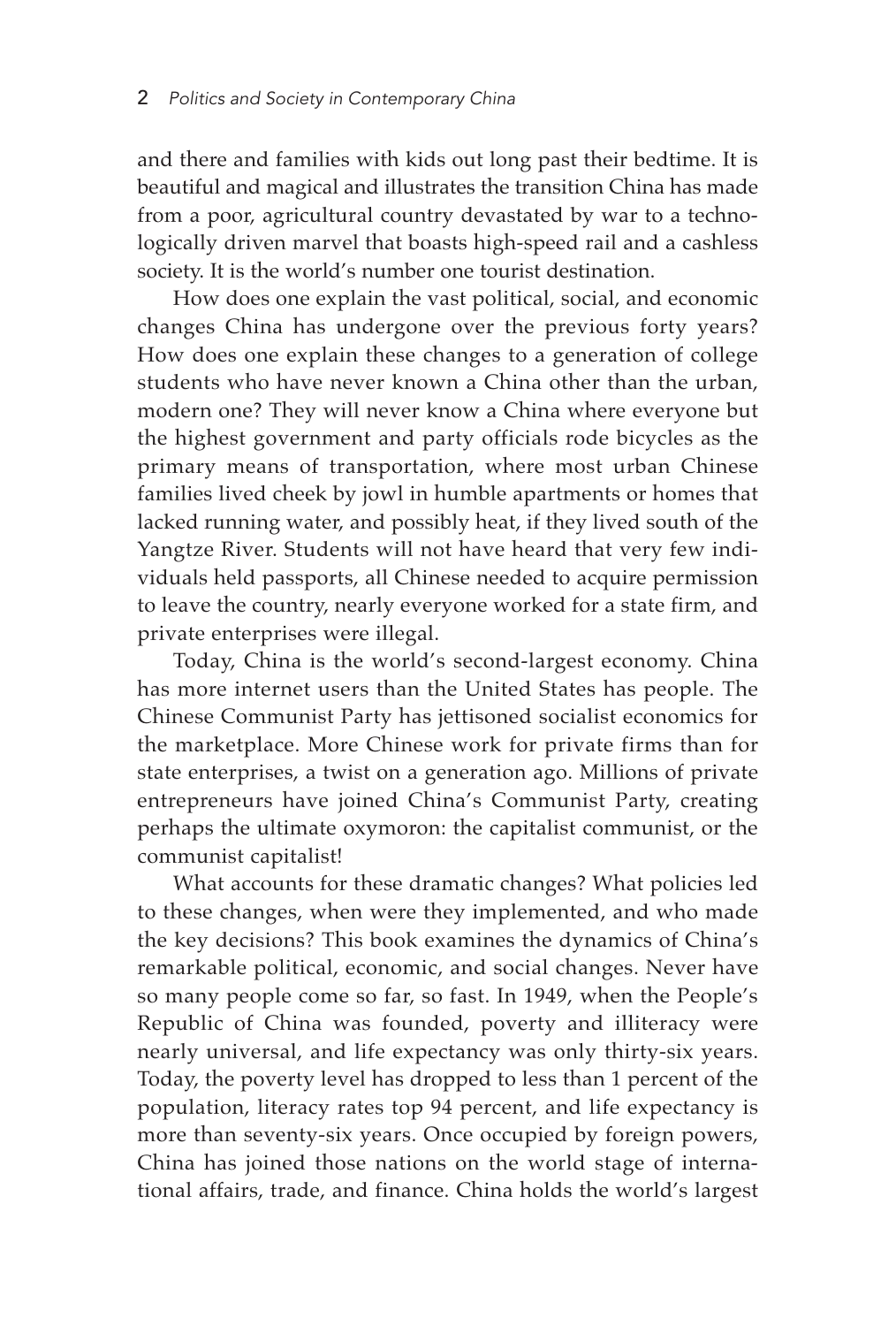and there and families with kids out long past their bedtime. It is beautiful and magical and illustrates the transition China has made from a poor, agricultural country devastated by war to a technologically driven marvel that boasts high-speed rail and a cashless society. It is the world's number one tourist destination.

How does one explain the vast political, social, and economic changes China has undergone over the previous forty years? How does one explain these changes to a generation of college students who have never known a China other than the urban, modern one? They will never know a China where everyone but the highest government and party officials rode bicycles as the primary means of transportation, where most urban Chinese families lived cheek by jowl in humble apartments or homes that lacked running water, and possibly heat, if they lived south of the Yangtze River. Students will not have heard that very few individuals held passports, all Chinese needed to acquire permission to leave the country, nearly everyone worked for a state firm, and private enterprises were illegal.

Today, China is the world's second-largest economy. China has more internet users than the United States has people. The Chinese Communist Party has jettisoned socialist economics for the marketplace. More Chinese work for private firms than for state enterprises, a twist on a generation ago. Millions of private entrepreneurs have joined China's Communist Party, creating perhaps the ultimate oxymoron: the capitalist communist, or the communist capitalist!

What accounts for these dramatic changes? What policies led to these changes, when were they implemented, and who made the key decisions? This book examines the dynamics of China's remarkable political, economic, and social changes. Never have so many people come so far, so fast. In 1949, when the People's Republic of China was founded, poverty and illiteracy were nearly universal, and life expectancy was only thirty-six years. Today, the poverty level has dropped to less than 1 percent of the population, literacy rates top 94 percent, and life expectancy is more than seventy-six years. Once occupied by foreign powers, China has joined those nations on the world stage of international affairs, trade, and finance. China holds the world's largest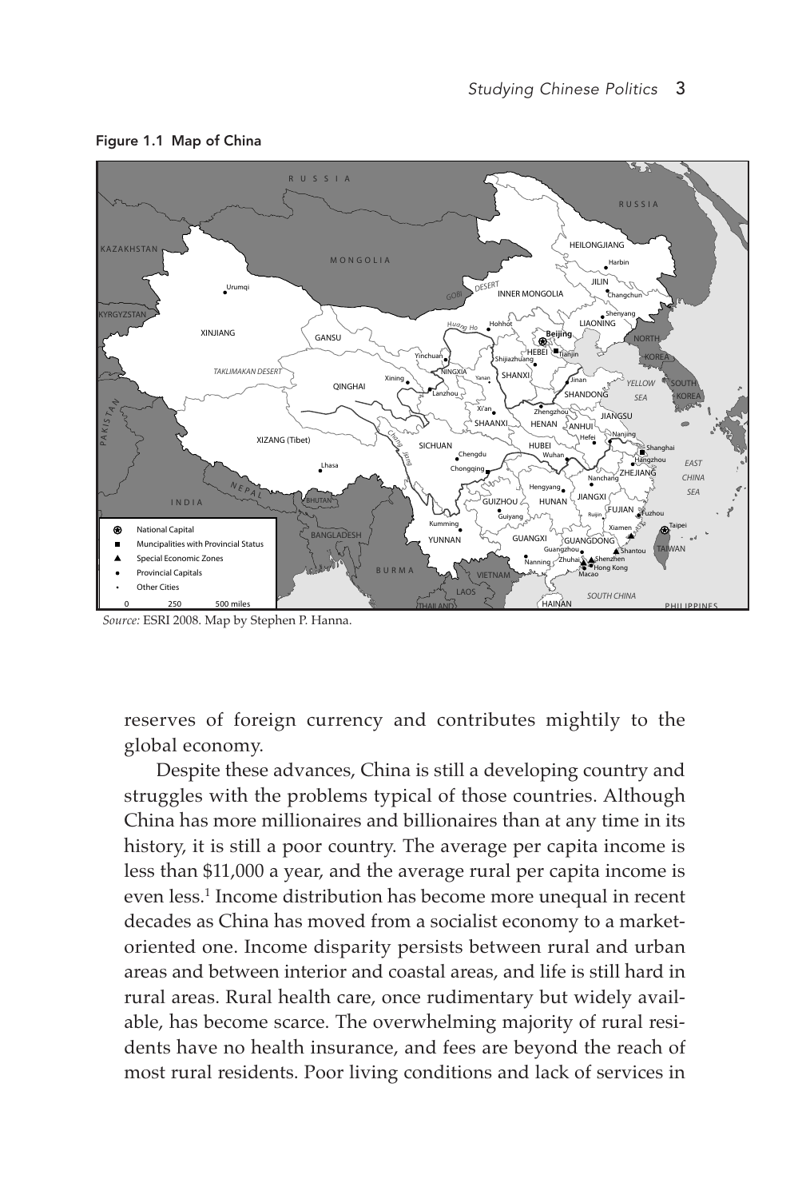**Figure 1.1 Map of China**

*Source:* ESRI 2008. Map by Stephen P. Hanna.

reserves of foreign currency and contributes mightily to the global economy.

Despite these advances, China is still a developing country and struggles with the problems typical of those countries. Although China has more millionaires and billionaires than at any time in its history, it is still a poor country. The average per capita income is less than $11,000 a year, and the average rural per capita income is even less.[1] Income distribution has become more unequal in recent decades as China has moved from a socialist economy to a market-oriented one. Income disparity persists between rural and urban areas and between interior and coastal areas, and life is still hard in rural areas. Rural health care, once rudimentary but widely available, has become scarce. The overwhelming majority of rural residents have no health insurance, and fees are beyond the reach of most rural residents. Poor living conditions and lack of services in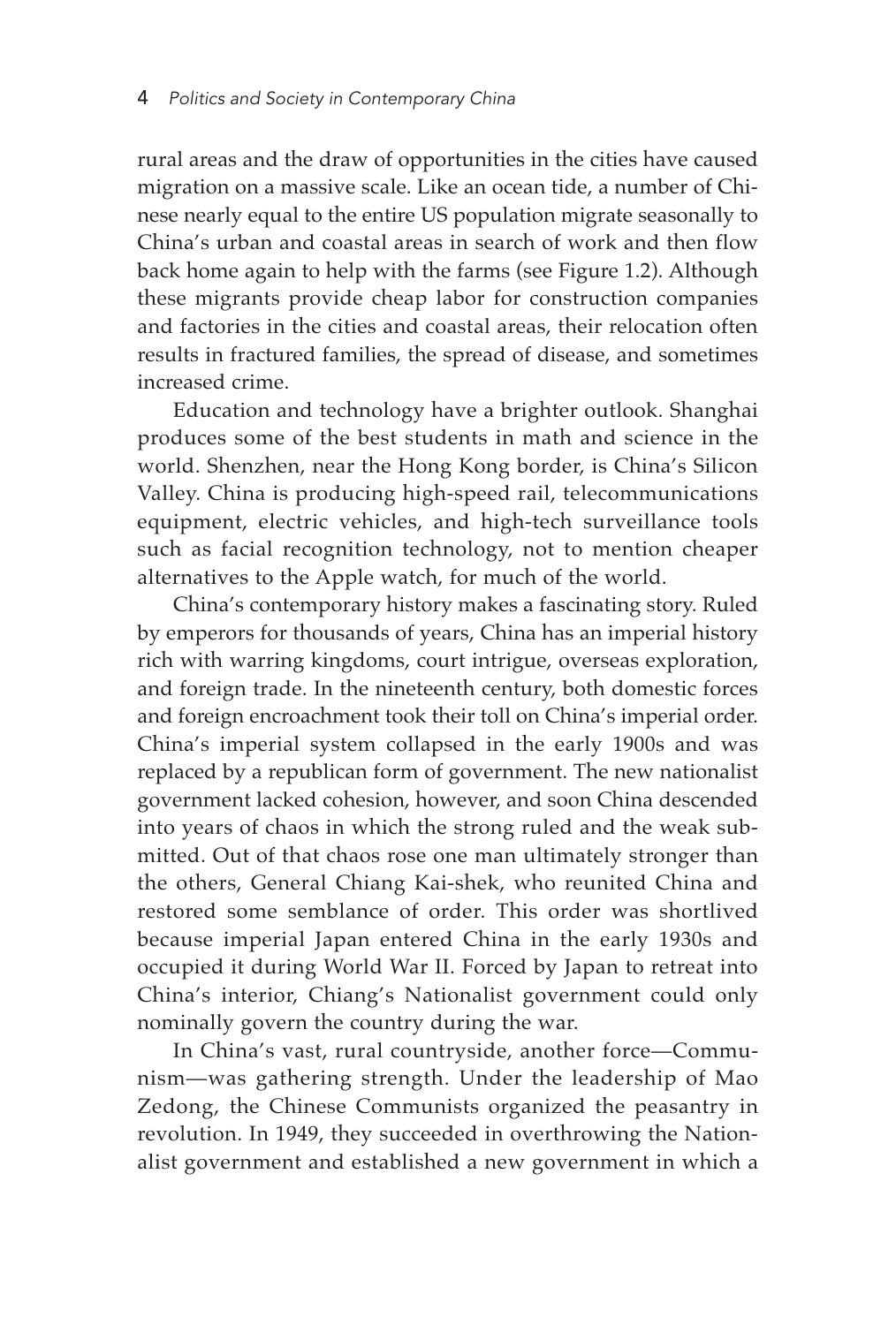rural areas and the draw of opportunities in the cities have caused migration on a massive scale. Like an ocean tide, a number of Chinese nearly equal to the entire US population migrate seasonally to China's urban and coastal areas in search of work and then flow back home again to help with the farms (see Figure 1.2). Although these migrants provide cheap labor for construction companies and factories in the cities and coastal areas, their relocation often results in fractured families, the spread of disease, and sometimes increased crime.

Education and technology have a brighter outlook. Shanghai produces some of the best students in math and science in the world. Shenzhen, near the Hong Kong border, is China's Silicon Valley. China is producing high-speed rail, telecommunications equipment, electric vehicles, and high-tech surveillance tools such as facial recognition technology, not to mention cheaper alternatives to the Apple watch, for much of the world.

China's contemporary history makes a fascinating story. Ruled by emperors for thousands of years, China has an imperial history rich with warring kingdoms, court intrigue, overseas exploration, and foreign trade. In the nineteenth century, both domestic forces and foreign encroachment took their toll on China's imperial order. China's imperial system collapsed in the early 1900s and was replaced by a republican form of government. The new nationalist government lacked cohesion, however, and soon China descended into years of chaos in which the strong ruled and the weak submitted. Out of that chaos rose one man ultimately stronger than the others, General Chiang Kai-shek, who reunited China and restored some semblance of order. This order was shortlived because imperial Japan entered China in the early 1930s and occupied it during World War II. Forced by Japan to retreat into China's interior, Chiang's Nationalist government could only nominally govern the country during the war.

In China's vast, rural countryside, another force—Communism—was gathering strength. Under the leadership of Mao Zedong, the Chinese Communists organized the peasantry in revolution. In 1949, they succeeded in overthrowing the Nationalist government and established a new government in which a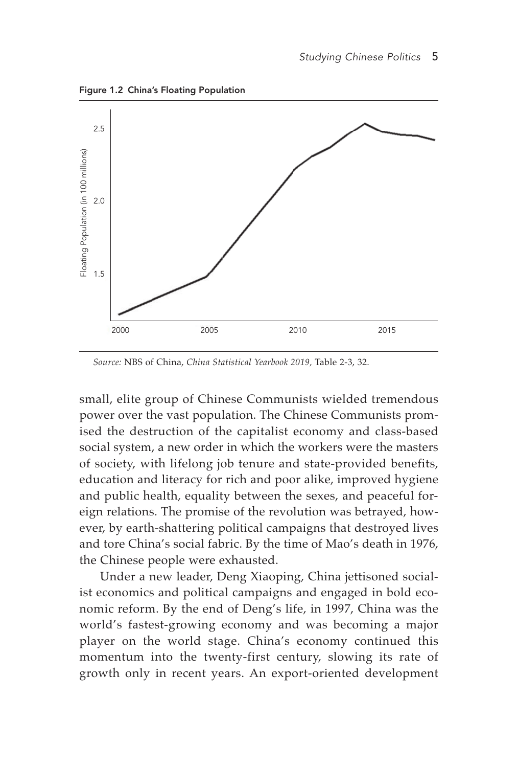Figure 1.2 China's Floating Population

*Source:* NBS of China, *China Statistical Yearbook 2019*, Table 2-3, 32.

small, elite group of Chinese Communists wielded tremendous power over the vast population. The Chinese Communists promised the destruction of the capitalist economy and class-based social system, a new order in which the workers were the masters of society, with lifelong job tenure and state-provided benefits, education and literacy for rich and poor alike, improved hygiene and public health, equality between the sexes, and peaceful foreign relations. The promise of the revolution was betrayed, however, by earth-shattering political campaigns that destroyed lives and tore China's social fabric. By the time of Mao's death in 1976, the Chinese people were exhausted.

Under a new leader, Deng Xiaoping, China jettisoned socialist economics and political campaigns and engaged in bold economic reform. By the end of Deng's life, in 1997, China was the world's fastest-growing economy and was becoming a major player on the world stage. China's economy continued this momentum into the twenty-first century, slowing its rate of growth only in recent years. An export-oriented development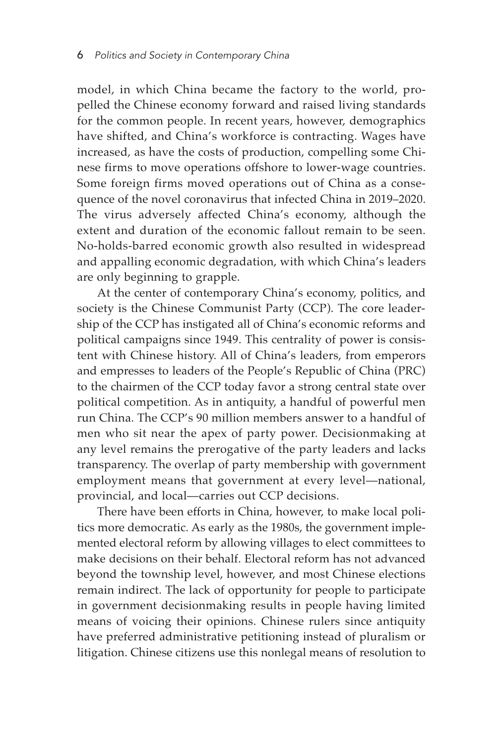model, in which China became the factory to the world, propelled the Chinese economy forward and raised living standards for the common people. In recent years, however, demographics have shifted, and China's workforce is contracting. Wages have increased, as have the costs of production, compelling some Chinese firms to move operations offshore to lower-wage countries. Some foreign firms moved operations out of China as a consequence of the novel coronavirus that infected China in 2019–2020. The virus adversely affected China's economy, although the extent and duration of the economic fallout remain to be seen. No-holds-barred economic growth also resulted in widespread and appalling economic degradation, with which China's leaders are only beginning to grapple.

At the center of contemporary China's economy, politics, and society is the Chinese Communist Party (CCP). The core leadership of the CCP has instigated all of China's economic reforms and political campaigns since 1949. This centrality of power is consistent with Chinese history. All of China's leaders, from emperors and empresses to leaders of the People's Republic of China (PRC) to the chairmen of the CCP today favor a strong central state over political competition. As in antiquity, a handful of powerful men run China. The CCP's 90 million members answer to a handful of men who sit near the apex of party power. Decisionmaking at any level remains the prerogative of the party leaders and lacks transparency. The overlap of party membership with government employment means that government at every level—national, provincial, and local—carries out CCP decisions.

There have been efforts in China, however, to make local politics more democratic. As early as the 1980s, the government implemented electoral reform by allowing villages to elect committees to make decisions on their behalf. Electoral reform has not advanced beyond the township level, however, and most Chinese elections remain indirect. The lack of opportunity for people to participate in government decisionmaking results in people having limited means of voicing their opinions. Chinese rulers since antiquity have preferred administrative petitioning instead of pluralism or litigation. Chinese citizens use this nonlegal means of resolution to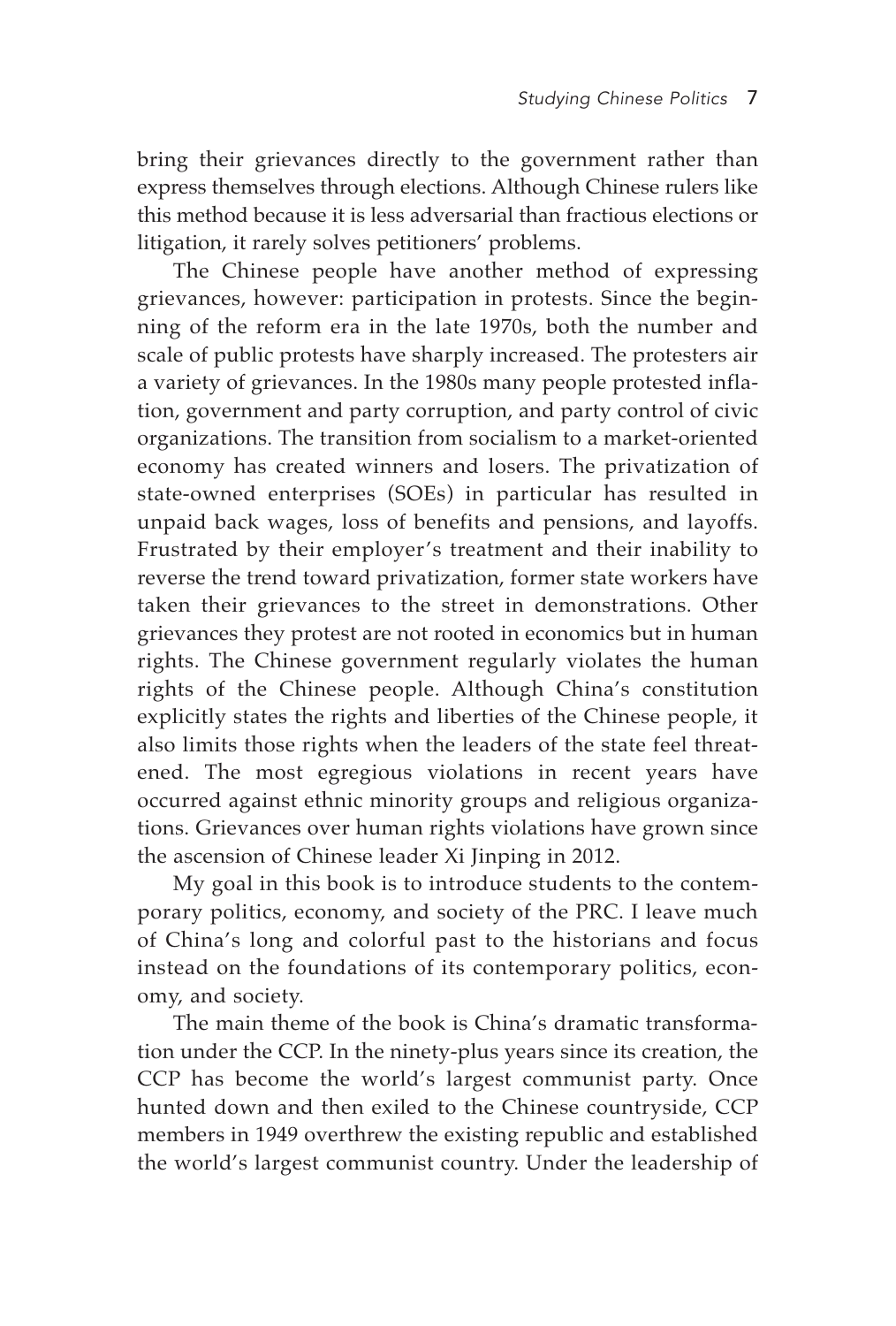bring their grievances directly to the government rather than express themselves through elections. Although Chinese rulers like this method because it is less adversarial than fractious elections or litigation, it rarely solves petitioners' problems.

The Chinese people have another method of expressing grievances, however: participation in protests. Since the beginning of the reform era in the late 1970s, both the number and scale of public protests have sharply increased. The protesters air a variety of grievances. In the 1980s many people protested inflation, government and party corruption, and party control of civic organizations. The transition from socialism to a market-oriented economy has created winners and losers. The privatization of state-owned enterprises (SOEs) in particular has resulted in unpaid back wages, loss of benefits and pensions, and layoffs. Frustrated by their employer's treatment and their inability to reverse the trend toward privatization, former state workers have taken their grievances to the street in demonstrations. Other grievances they protest are not rooted in economics but in human rights. The Chinese government regularly violates the human rights of the Chinese people. Although China's constitution explicitly states the rights and liberties of the Chinese people, it also limits those rights when the leaders of the state feel threatened. The most egregious violations in recent years have occurred against ethnic minority groups and religious organizations. Grievances over human rights violations have grown since the ascension of Chinese leader Xi Jinping in 2012.

My goal in this book is to introduce students to the contemporary politics, economy, and society of the PRC. I leave much of China's long and colorful past to the historians and focus instead on the foundations of its contemporary politics, economy, and society.

The main theme of the book is China's dramatic transformation under the CCP. In the ninety-plus years since its creation, the CCP has become the world's largest communist party. Once hunted down and then exiled to the Chinese countryside, CCP members in 1949 overthrew the existing republic and established the world's largest communist country. Under the leadership of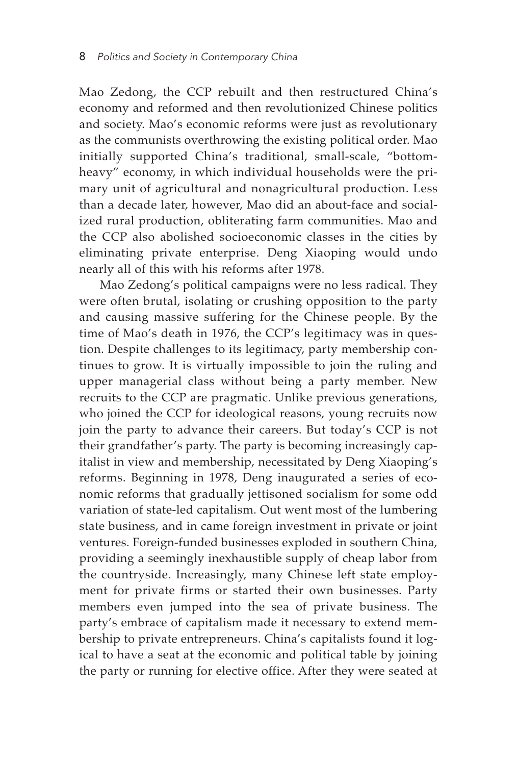Mao Zedong, the CCP rebuilt and then restructured China's economy and reformed and then revolutionized Chinese politics and society. Mao's economic reforms were just as revolutionary as the communists overthrowing the existing political order. Mao initially supported China's traditional, small-scale, "bottom-heavy" economy, in which individual households were the primary unit of agricultural and nonagricultural production. Less than a decade later, however, Mao did an about-face and socialized rural production, obliterating farm communities. Mao and the CCP also abolished socioeconomic classes in the cities by eliminating private enterprise. Deng Xiaoping would undo nearly all of this with his reforms after 1978.

Mao Zedong's political campaigns were no less radical. They were often brutal, isolating or crushing opposition to the party and causing massive suffering for the Chinese people. By the time of Mao's death in 1976, the CCP's legitimacy was in question. Despite challenges to its legitimacy, party membership continues to grow. It is virtually impossible to join the ruling and upper managerial class without being a party member. New recruits to the CCP are pragmatic. Unlike previous generations, who joined the CCP for ideological reasons, young recruits now join the party to advance their careers. But today's CCP is not their grandfather's party. The party is becoming increasingly capitalist in view and membership, necessitated by Deng Xiaoping's reforms. Beginning in 1978, Deng inaugurated a series of economic reforms that gradually jettisoned socialism for some odd variation of state-led capitalism. Out went most of the lumbering state business, and in came foreign investment in private or joint ventures. Foreign-funded businesses exploded in southern China, providing a seemingly inexhaustible supply of cheap labor from the countryside. Increasingly, many Chinese left state employment for private firms or started their own businesses. Party members even jumped into the sea of private business. The party's embrace of capitalism made it necessary to extend membership to private entrepreneurs. China's capitalists found it logical to have a seat at the economic and political table by joining the party or running for elective office. After they were seated at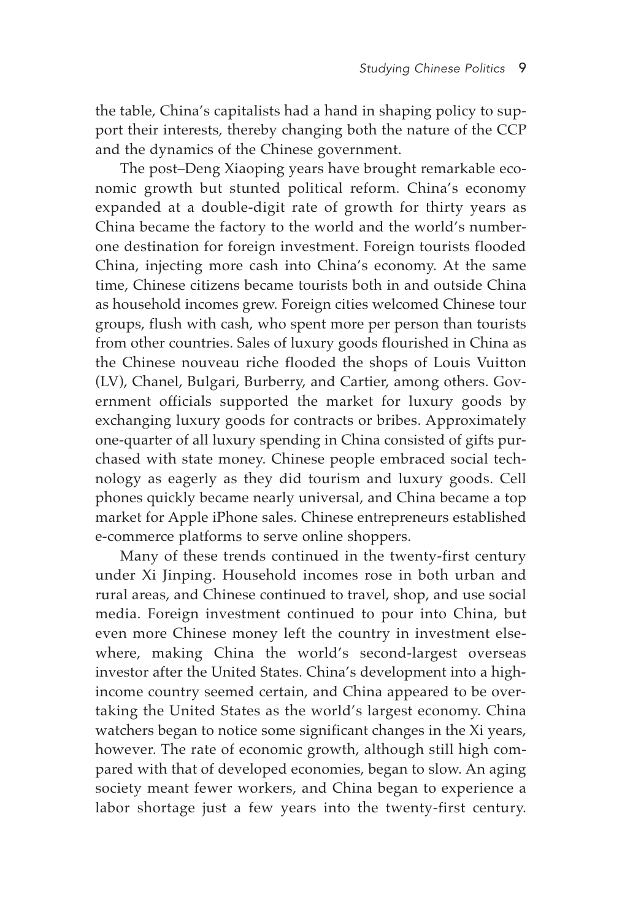the table, China's capitalists had a hand in shaping policy to support their interests, thereby changing both the nature of the CCP and the dynamics of the Chinese government.

The post–Deng Xiaoping years have brought remarkable economic growth but stunted political reform. China's economy expanded at a double-digit rate of growth for thirty years as China became the factory to the world and the world's number-one destination for foreign investment. Foreign tourists flooded China, injecting more cash into China's economy. At the same time, Chinese citizens became tourists both in and outside China as household incomes grew. Foreign cities welcomed Chinese tour groups, flush with cash, who spent more per person than tourists from other countries. Sales of luxury goods flourished in China as the Chinese nouveau riche flooded the shops of Louis Vuitton (LV), Chanel, Bulgari, Burberry, and Cartier, among others. Government officials supported the market for luxury goods by exchanging luxury goods for contracts or bribes. Approximately one-quarter of all luxury spending in China consisted of gifts purchased with state money. Chinese people embraced social technology as eagerly as they did tourism and luxury goods. Cell phones quickly became nearly universal, and China became a top market for Apple iPhone sales. Chinese entrepreneurs established e-commerce platforms to serve online shoppers.

Many of these trends continued in the twenty-first century under Xi Jinping. Household incomes rose in both urban and rural areas, and Chinese continued to travel, shop, and use social media. Foreign investment continued to pour into China, but even more Chinese money left the country in investment elsewhere, making China the world's second-largest overseas investor after the United States. China's development into a high-income country seemed certain, and China appeared to be overtaking the United States as the world's largest economy. China watchers began to notice some significant changes in the Xi years, however. The rate of economic growth, although still high compared with that of developed economies, began to slow. An aging society meant fewer workers, and China began to experience a labor shortage just a few years into the twenty-first century.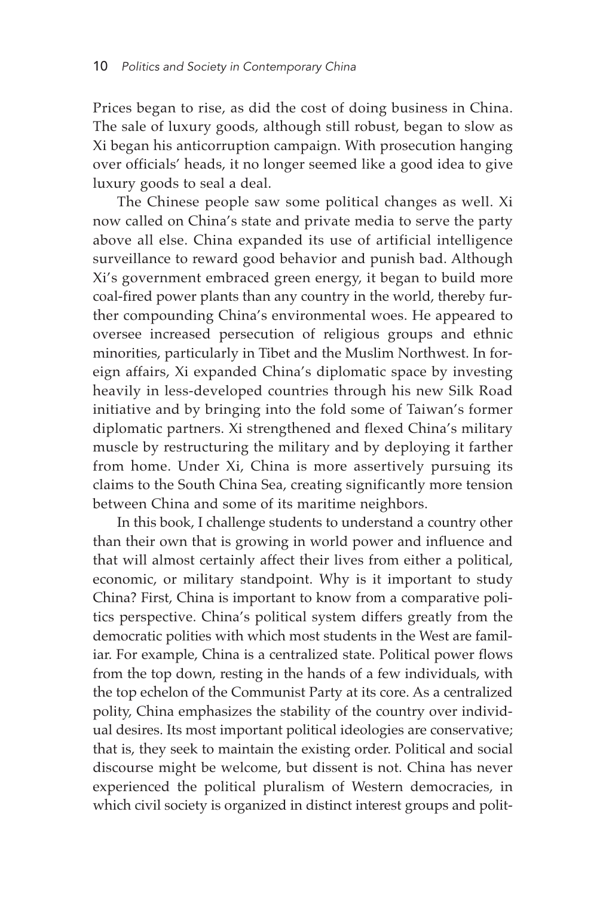Prices began to rise, as did the cost of doing business in China. The sale of luxury goods, although still robust, began to slow as Xi began his anticorruption campaign. With prosecution hanging over officials' heads, it no longer seemed like a good idea to give luxury goods to seal a deal.

The Chinese people saw some political changes as well. Xi now called on China's state and private media to serve the party above all else. China expanded its use of artificial intelligence surveillance to reward good behavior and punish bad. Although Xi's government embraced green energy, it began to build more coal-fired power plants than any country in the world, thereby further compounding China's environmental woes. He appeared to oversee increased persecution of religious groups and ethnic minorities, particularly in Tibet and the Muslim Northwest. In foreign affairs, Xi expanded China's diplomatic space by investing heavily in less-developed countries through his new Silk Road initiative and by bringing into the fold some of Taiwan's former diplomatic partners. Xi strengthened and flexed China's military muscle by restructuring the military and by deploying it farther from home. Under Xi, China is more assertively pursuing its claims to the South China Sea, creating significantly more tension between China and some of its maritime neighbors.

In this book, I challenge students to understand a country other than their own that is growing in world power and influence and that will almost certainly affect their lives from either a political, economic, or military standpoint. Why is it important to study China? First, China is important to know from a comparative politics perspective. China's political system differs greatly from the democratic polities with which most students in the West are familiar. For example, China is a centralized state. Political power flows from the top down, resting in the hands of a few individuals, with the top echelon of the Communist Party at its core. As a centralized polity, China emphasizes the stability of the country over individual desires. Its most important political ideologies are conservative; that is, they seek to maintain the existing order. Political and social discourse might be welcome, but dissent is not. China has never experienced the political pluralism of Western democracies, in which civil society is organized in distinct interest groups and polit-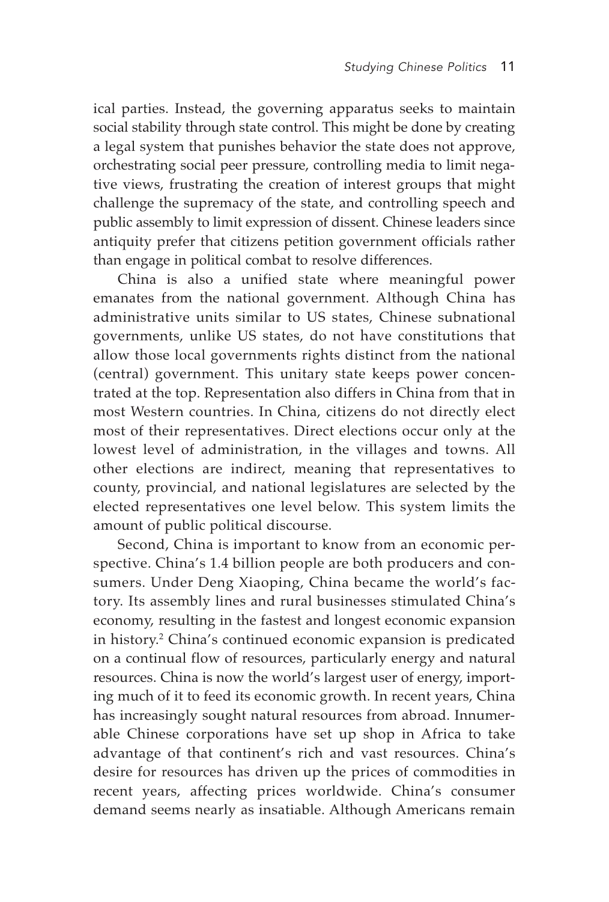ical parties. Instead, the governing apparatus seeks to maintain social stability through state control. This might be done by creating a legal system that punishes behavior the state does not approve, orchestrating social peer pressure, controlling media to limit negative views, frustrating the creation of interest groups that might challenge the supremacy of the state, and controlling speech and public assembly to limit expression of dissent. Chinese leaders since antiquity prefer that citizens petition government officials rather than engage in political combat to resolve differences.

China is also a unified state where meaningful power emanates from the national government. Although China has administrative units similar to US states, Chinese subnational governments, unlike US states, do not have constitutions that allow those local governments rights distinct from the national (central) government. This unitary state keeps power concentrated at the top. Representation also differs in China from that in most Western countries. In China, citizens do not directly elect most of their representatives. Direct elections occur only at the lowest level of administration, in the villages and towns. All other elections are indirect, meaning that representatives to county, provincial, and national legislatures are selected by the elected representatives one level below. This system limits the amount of public political discourse.

Second, China is important to know from an economic perspective. China's 1.4 billion people are both producers and consumers. Under Deng Xiaoping, China became the world's factory. Its assembly lines and rural businesses stimulated China's economy, resulting in the fastest and longest economic expansion in history.[2] China's continued economic expansion is predicated on a continual flow of resources, particularly energy and natural resources. China is now the world's largest user of energy, importing much of it to feed its economic growth. In recent years, China has increasingly sought natural resources from abroad. Innumerable Chinese corporations have set up shop in Africa to take advantage of that continent's rich and vast resources. China's desire for resources has driven up the prices of commodities in recent years, affecting prices worldwide. China's consumer demand seems nearly as insatiable. Although Americans remain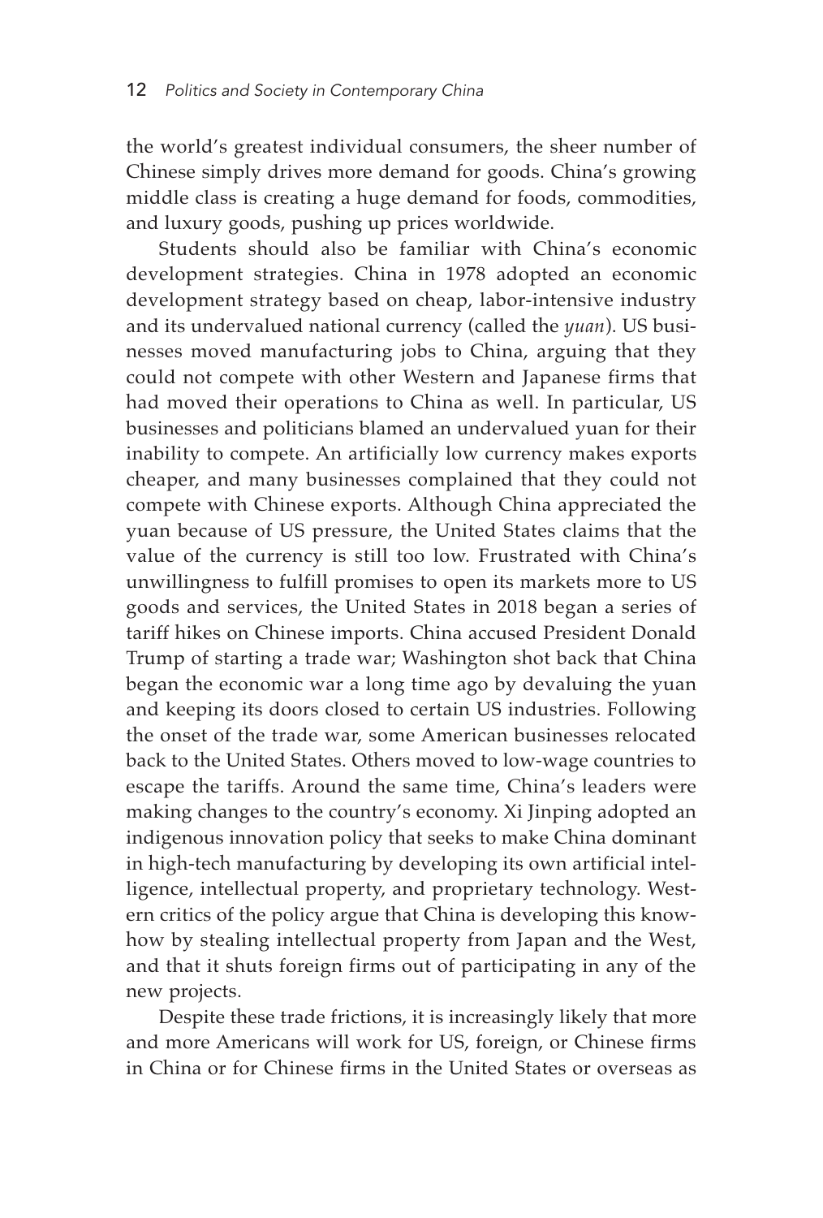the world's greatest individual consumers, the sheer number of Chinese simply drives more demand for goods. China's growing middle class is creating a huge demand for foods, commodities, and luxury goods, pushing up prices worldwide.

Students should also be familiar with China's economic development strategies. China in 1978 adopted an economic development strategy based on cheap, labor-intensive industry and its undervalued national currency (called the *yuan*). US businesses moved manufacturing jobs to China, arguing that they could not compete with other Western and Japanese firms that had moved their operations to China as well. In particular, US businesses and politicians blamed an undervalued yuan for their inability to compete. An artificially low currency makes exports cheaper, and many businesses complained that they could not compete with Chinese exports. Although China appreciated the yuan because of US pressure, the United States claims that the value of the currency is still too low. Frustrated with China's unwillingness to fulfill promises to open its markets more to US goods and services, the United States in 2018 began a series of tariff hikes on Chinese imports. China accused President Donald Trump of starting a trade war; Washington shot back that China began the economic war a long time ago by devaluing the yuan and keeping its doors closed to certain US industries. Following the onset of the trade war, some American businesses relocated back to the United States. Others moved to low-wage countries to escape the tariffs. Around the same time, China's leaders were making changes to the country's economy. Xi Jinping adopted an indigenous innovation policy that seeks to make China dominant in high-tech manufacturing by developing its own artificial intelligence, intellectual property, and proprietary technology. Western critics of the policy argue that China is developing this know-how by stealing intellectual property from Japan and the West, and that it shuts foreign firms out of participating in any of the new projects.

Despite these trade frictions, it is increasingly likely that more and more Americans will work for US, foreign, or Chinese firms in China or for Chinese firms in the United States or overseas as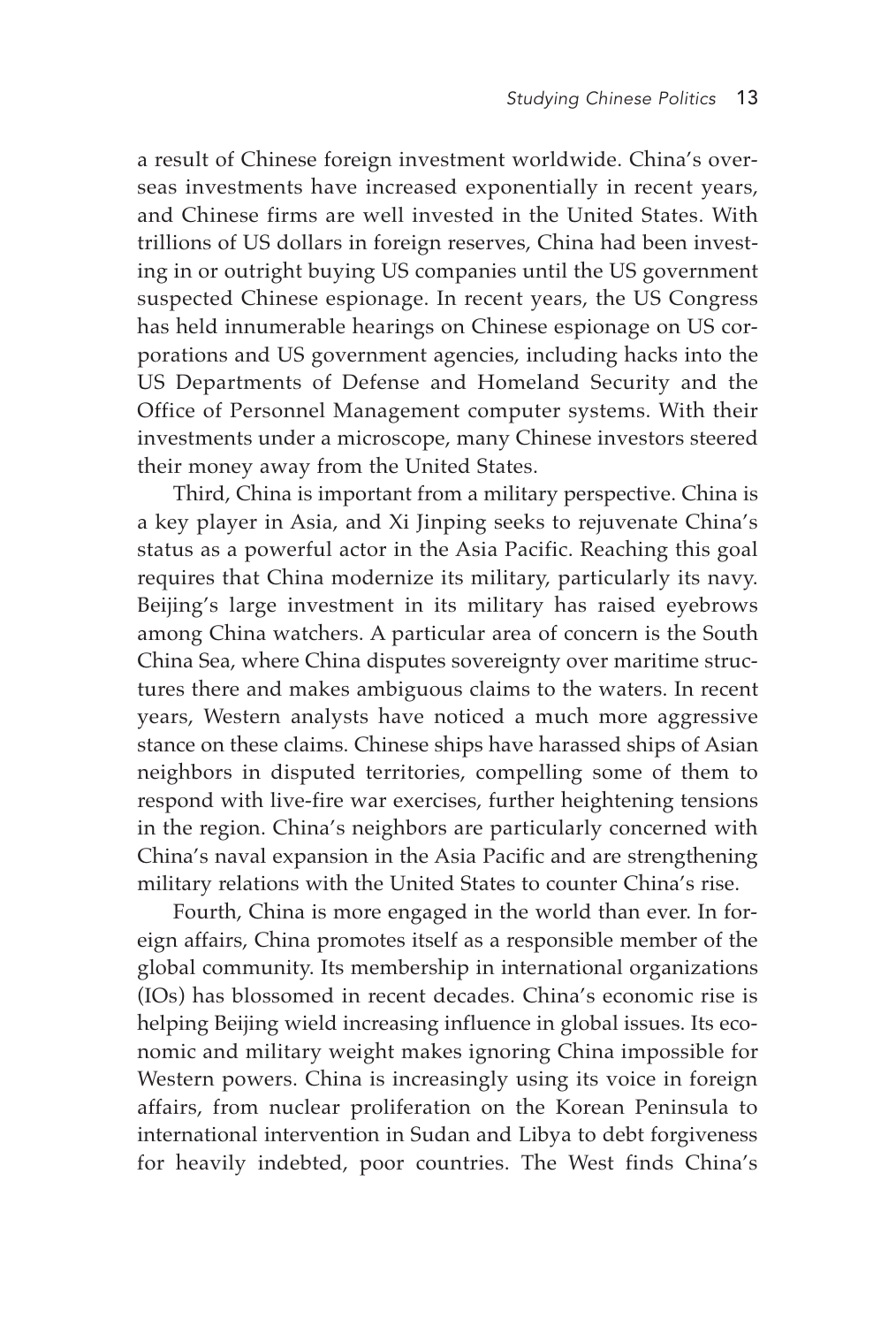a result of Chinese foreign investment worldwide. China's overseas investments have increased exponentially in recent years, and Chinese firms are well invested in the United States. With trillions of US dollars in foreign reserves, China had been investing in or outright buying US companies until the US government suspected Chinese espionage. In recent years, the US Congress has held innumerable hearings on Chinese espionage on US corporations and US government agencies, including hacks into the US Departments of Defense and Homeland Security and the Office of Personnel Management computer systems. With their investments under a microscope, many Chinese investors steered their money away from the United States.

Third, China is important from a military perspective. China is a key player in Asia, and Xi Jinping seeks to rejuvenate China's status as a powerful actor in the Asia Pacific. Reaching this goal requires that China modernize its military, particularly its navy. Beijing's large investment in its military has raised eyebrows among China watchers. A particular area of concern is the South China Sea, where China disputes sovereignty over maritime structures there and makes ambiguous claims to the waters. In recent years, Western analysts have noticed a much more aggressive stance on these claims. Chinese ships have harassed ships of Asian neighbors in disputed territories, compelling some of them to respond with live-fire war exercises, further heightening tensions in the region. China's neighbors are particularly concerned with China's naval expansion in the Asia Pacific and are strengthening military relations with the United States to counter China's rise.

Fourth, China is more engaged in the world than ever. In foreign affairs, China promotes itself as a responsible member of the global community. Its membership in international organizations (IOs) has blossomed in recent decades. China's economic rise is helping Beijing wield increasing influence in global issues. Its economic and military weight makes ignoring China impossible for Western powers. China is increasingly using its voice in foreign affairs, from nuclear proliferation on the Korean Peninsula to international intervention in Sudan and Libya to debt forgiveness for heavily indebted, poor countries. The West finds China's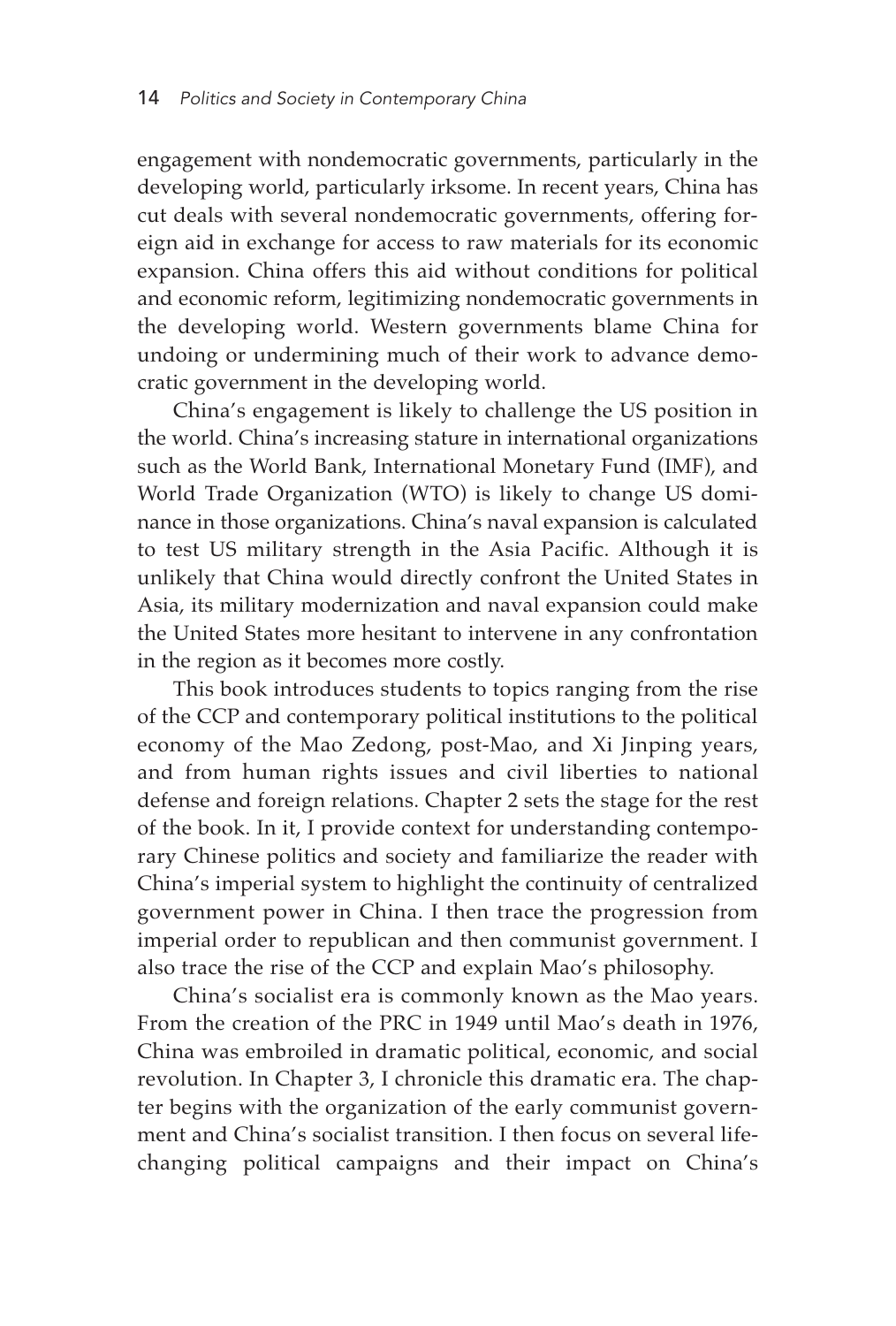engagement with nondemocratic governments, particularly in the developing world, particularly irksome. In recent years, China has cut deals with several nondemocratic governments, offering foreign aid in exchange for access to raw materials for its economic expansion. China offers this aid without conditions for political and economic reform, legitimizing nondemocratic governments in the developing world. Western governments blame China for undoing or undermining much of their work to advance democratic government in the developing world.

China's engagement is likely to challenge the US position in the world. China's increasing stature in international organizations such as the World Bank, International Monetary Fund (IMF), and World Trade Organization (WTO) is likely to change US dominance in those organizations. China's naval expansion is calculated to test US military strength in the Asia Pacific. Although it is unlikely that China would directly confront the United States in Asia, its military modernization and naval expansion could make the United States more hesitant to intervene in any confrontation in the region as it becomes more costly.

This book introduces students to topics ranging from the rise of the CCP and contemporary political institutions to the political economy of the Mao Zedong, post-Mao, and Xi Jinping years, and from human rights issues and civil liberties to national defense and foreign relations. Chapter 2 sets the stage for the rest of the book. In it, I provide context for understanding contemporary Chinese politics and society and familiarize the reader with China's imperial system to highlight the continuity of centralized government power in China. I then trace the progression from imperial order to republican and then communist government. I also trace the rise of the CCP and explain Mao's philosophy.

China's socialist era is commonly known as the Mao years. From the creation of the PRC in 1949 until Mao's death in 1976, China was embroiled in dramatic political, economic, and social revolution. In Chapter 3, I chronicle this dramatic era. The chapter begins with the organization of the early communist government and China's socialist transition. I then focus on several life-changing political campaigns and their impact on China's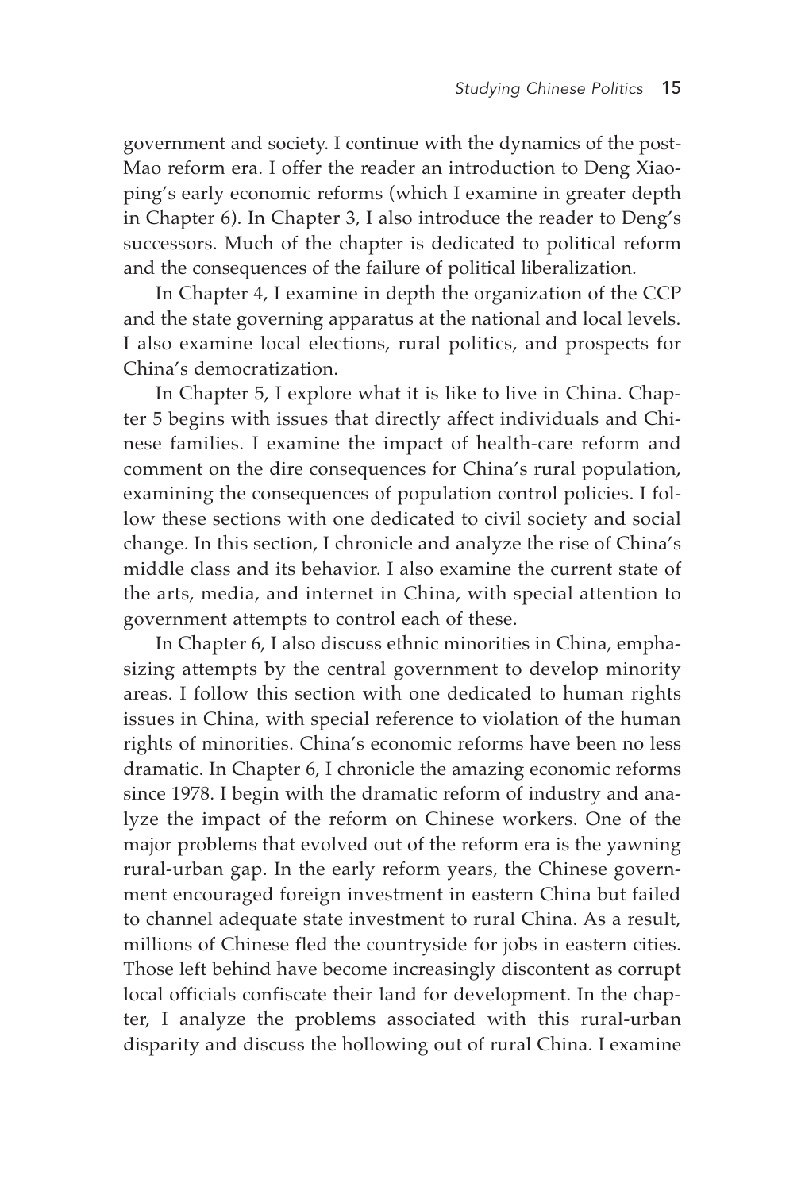government and society. I continue with the dynamics of the post-Mao reform era. I offer the reader an introduction to Deng Xiaoping's early economic reforms (which I examine in greater depth in Chapter 6). In Chapter 3, I also introduce the reader to Deng's successors. Much of the chapter is dedicated to political reform and the consequences of the failure of political liberalization.

In Chapter 4, I examine in depth the organization of the CCP and the state governing apparatus at the national and local levels. I also examine local elections, rural politics, and prospects for China's democratization.

In Chapter 5, I explore what it is like to live in China. Chapter 5 begins with issues that directly affect individuals and Chinese families. I examine the impact of health-care reform and comment on the dire consequences for China's rural population, examining the consequences of population control policies. I follow these sections with one dedicated to civil society and social change. In this section, I chronicle and analyze the rise of China's middle class and its behavior. I also examine the current state of the arts, media, and internet in China, with special attention to government attempts to control each of these.

In Chapter 6, I also discuss ethnic minorities in China, emphasizing attempts by the central government to develop minority areas. I follow this section with one dedicated to human rights issues in China, with special reference to violation of the human rights of minorities. China's economic reforms have been no less dramatic. In Chapter 6, I chronicle the amazing economic reforms since 1978. I begin with the dramatic reform of industry and analyze the impact of the reform on Chinese workers. One of the major problems that evolved out of the reform era is the yawning rural-urban gap. In the early reform years, the Chinese government encouraged foreign investment in eastern China but failed to channel adequate state investment to rural China. As a result, millions of Chinese fled the countryside for jobs in eastern cities. Those left behind have become increasingly discontent as corrupt local officials confiscate their land for development. In the chapter, I analyze the problems associated with this rural-urban disparity and discuss the hollowing out of rural China. I examine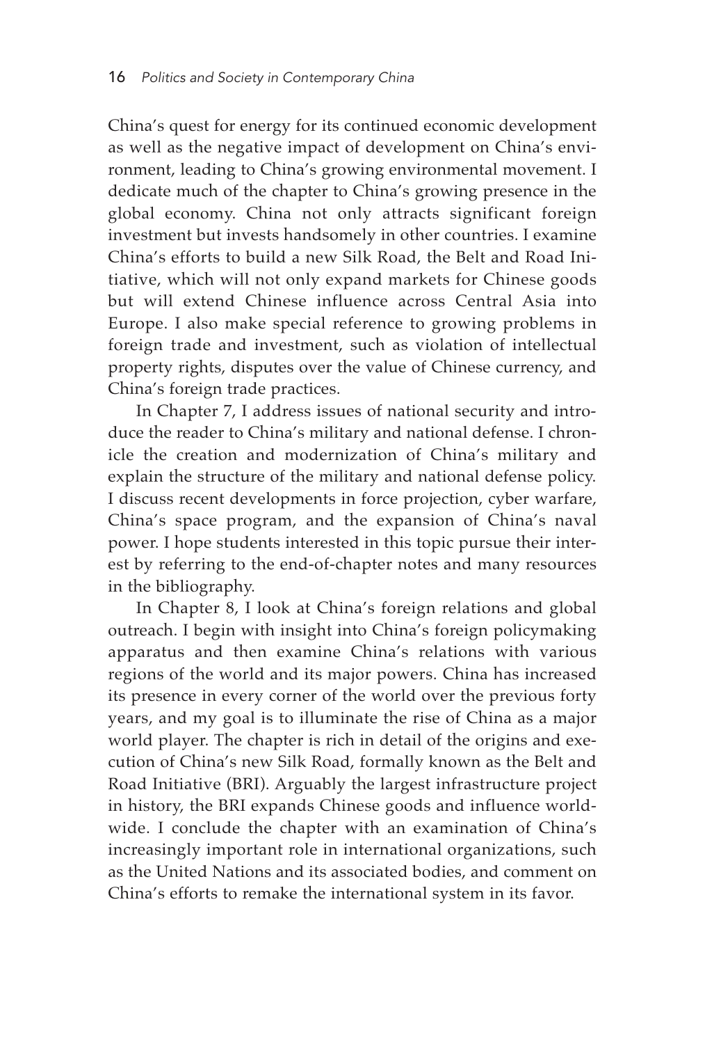China's quest for energy for its continued economic development as well as the negative impact of development on China's environment, leading to China's growing environmental movement. I dedicate much of the chapter to China's growing presence in the global economy. China not only attracts significant foreign investment but invests handsomely in other countries. I examine China's efforts to build a new Silk Road, the Belt and Road Initiative, which will not only expand markets for Chinese goods but will extend Chinese influence across Central Asia into Europe. I also make special reference to growing problems in foreign trade and investment, such as violation of intellectual property rights, disputes over the value of Chinese currency, and China's foreign trade practices.

In Chapter 7, I address issues of national security and introduce the reader to China's military and national defense. I chronicle the creation and modernization of China's military and explain the structure of the military and national defense policy. I discuss recent developments in force projection, cyber warfare, China's space program, and the expansion of China's naval power. I hope students interested in this topic pursue their interest by referring to the end-of-chapter notes and many resources in the bibliography.

In Chapter 8, I look at China's foreign relations and global outreach. I begin with insight into China's foreign policymaking apparatus and then examine China's relations with various regions of the world and its major powers. China has increased its presence in every corner of the world over the previous forty years, and my goal is to illuminate the rise of China as a major world player. The chapter is rich in detail of the origins and execution of China's new Silk Road, formally known as the Belt and Road Initiative (BRI). Arguably the largest infrastructure project in history, the BRI expands Chinese goods and influence worldwide. I conclude the chapter with an examination of China's increasingly important role in international organizations, such as the United Nations and its associated bodies, and comment on China's efforts to remake the international system in its favor.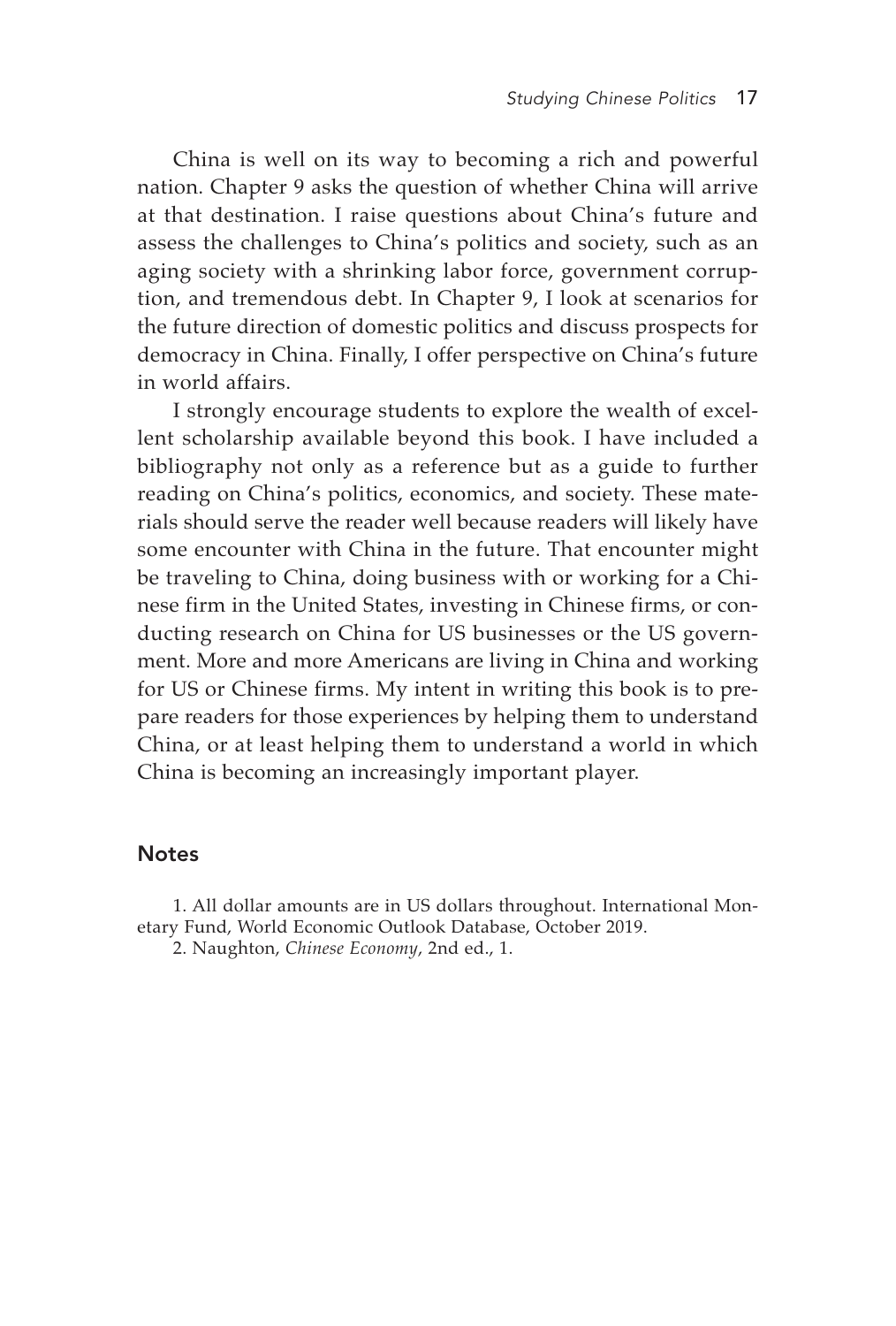China is well on its way to becoming a rich and powerful nation. Chapter 9 asks the question of whether China will arrive at that destination. I raise questions about China's future and assess the challenges to China's politics and society, such as an aging society with a shrinking labor force, government corruption, and tremendous debt. In Chapter 9, I look at scenarios for the future direction of domestic politics and discuss prospects for democracy in China. Finally, I offer perspective on China's future in world affairs.

I strongly encourage students to explore the wealth of excellent scholarship available beyond this book. I have included a bibliography not only as a reference but as a guide to further reading on China's politics, economics, and society. These materials should serve the reader well because readers will likely have some encounter with China in the future. That encounter might be traveling to China, doing business with or working for a Chinese firm in the United States, investing in Chinese firms, or conducting research on China for US businesses or the US government. More and more Americans are living in China and working for US or Chinese firms. My intent in writing this book is to prepare readers for those experiences by helping them to understand China, or at least helping them to understand a world in which China is becoming an increasingly important player.

## Notes

1. All dollar amounts are in US dollars throughout. International Monetary Fund, World Economic Outlook Database, October 2019.

2. Naughton, *Chinese Economy*, 2nd ed., 1.